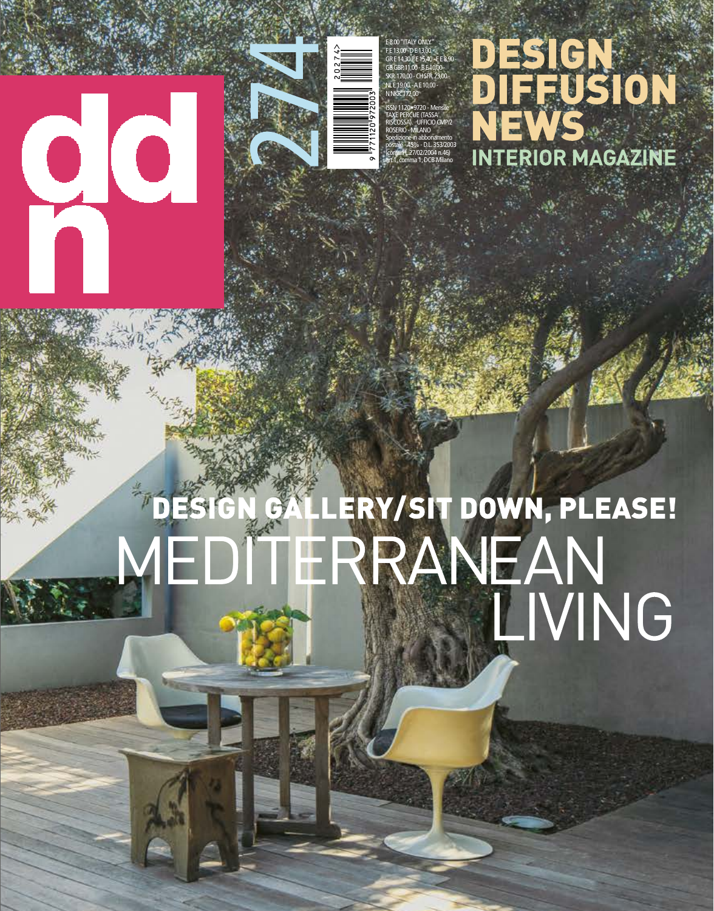# ddn

274

€ 8,00 "ITALY ONLY"
F € 13,00 - D € 13,00 -
GR € 14,30 P € 15,40 - E € 8,90 -
GB GBP 11,00 - B € 10,00 -
SKR 170,00 - CH SFR 23,00 -
NL € 19,00 - A € 10,00 -
N NKR 172,00

ISSN 1120•9720 - Mensile
TAXE PERCUE (TASSA RISCOSSA). UFFICIO CMP/2 ROSERIO - MILANO
Spedizione in abbonamento postale - 45% - D.L. 353/2003 (conv. in L.27/02/2004 n.46) art.1, comma 1, DCB Milano

# DESIGN DIFFUSION NEWS

## INTERIOR MAGAZINE

## DESIGN GALLERY/SIT DOWN, PLEASE!

# MEDITERRANEAN LIVING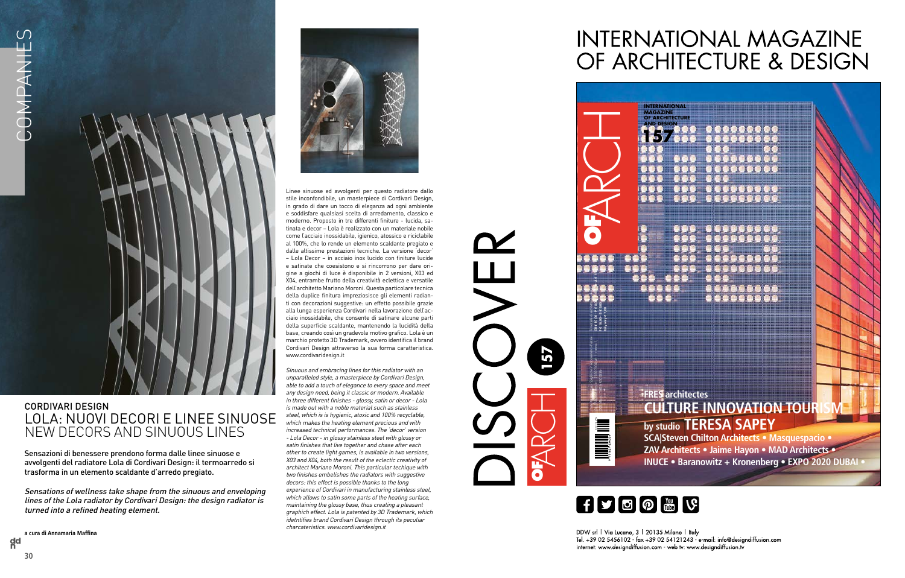COMPANIES

## CORDIVARI DESIGN

# LOLA: NUOVI DECORI E LINEE SINUOSE
# NEW DECORS AND SINUOUS LINES

Sensazioni di benessere prendono forma dalle linee sinuose e avvolgenti del radiatore Lola di Cordivari Design: il termoarredo si trasforma in un elemento scaldante d'arredo pregiato.

*Sensations of wellness take shape from the sinuous and enveloping lines of the Lola radiator by Cordivari Design: the design radiator is turned into a refined heating element.*

**a cura di Annamaria Maffina**

Linee sinuose ed avvolgenti per questo radiatore dallo stile inconfondibile, un masterpiece di Cordivari Design, in grado di dare un tocco di eleganza ad ogni ambiente e soddisfare qualsiasi scelta di arredamento, classico e moderno. Proposto in tre differenti finiture - lucida, satinata e decor – Lola è realizzato con un materiale nobile come l'acciaio inossidabile, igienico, atossico e riciclabile al 100%, che lo rende un elemento scaldante pregiato e dalle altissime prestazioni tecniche. La versione 'decor' – Lola Decor – in acciaio inox lucido con finiture lucide e satinate che coesistono e si rincorrono per dare origine a giochi di luce è disponibile in 2 versioni, X03 ed X04, entrambe frutto della creatività eclettica e versatile dell'architetto Mariano Moroni. Questa particolare tecnica della duplice finitura impreziosisce gli elementi radianti con decorazioni suggestive: un effetto possibile grazie alla lunga esperienza Cordivari nella lavorazione dell'acciaio inossidabile, che consente di satinare alcune parti della superficie scaldante, mantenendo la lucidità della base, creando così un gradevole motivo grafico. Lola è un marchio protetto 3D Trademark, ovvero identifica il brand Cordivari Design attraverso la sua forma caratteristica. www.cordivaridesign.it

*Sinuous and embracing lines for this radiator with an unparalleled style, a masterpiece by Cordivari Design, able to add a touch of elegance to every space and meet any design need, being it classic or modern. Available in three different finishes - glossy, satin or decor - Lola is made out with a noble material such as stainless steel, which is is hygienic, atoxic and 100% recyclable, which makes the heating element precious and with increased technical performances. The 'decor' version - Lola Decor - in glossy stainless steel with glossy or satin finishes that live together and chase after each other to create light games, is available in two versions, X03 and X04, both the result of the eclectic creativity of architect Mariano Moroni. This particular techique with two finishes embelishes the radiators with suggestive decors: this effect is possible thanks to the long experience of Cordivari in manufacturing stainless steel, which allows to satin some parts of the heating surface, maintaining the glossy base, thus creating a pleasant graphich effect. Lola is patented by 3D Trademark, which idetntifies brand Cordivari Design through its peculiar charcateristics. www.cordivaridesign.it*

DISCOVER OFARCH 157

# INTERNATIONAL MAGAZINE OF ARCHITECTURE & DESIGN

DDW srl | Via Lucano, 3 | 20135 Milano | Italy
Tel. +39 02 5456102 - fax +39 02 54121243 - e-mail: info@designdiffusion.com
internet: www.designdiffusion.com - web tv: www.designdiffusion.tv